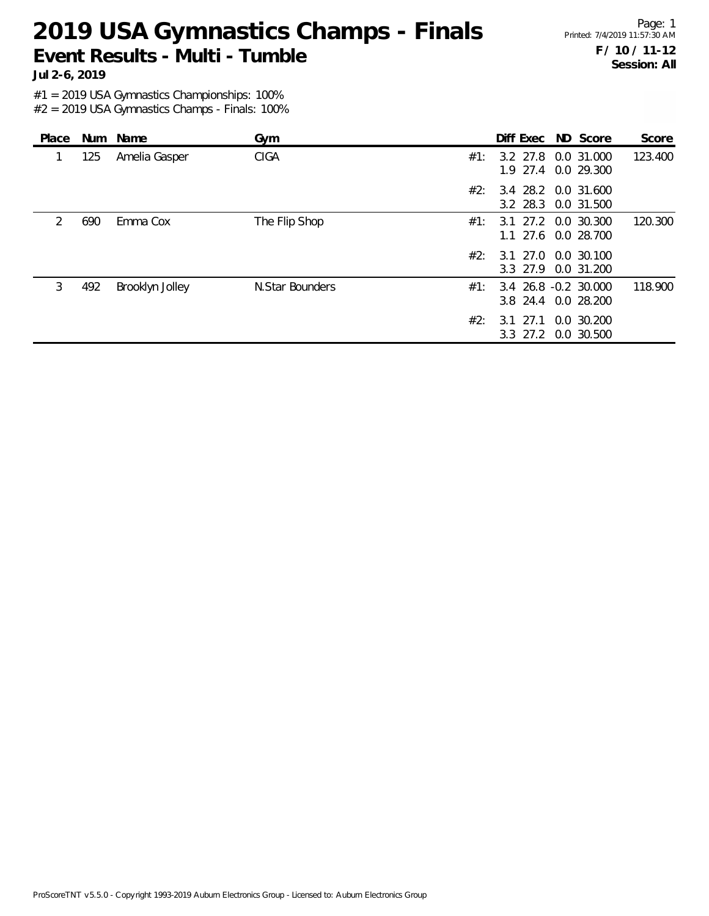# 2019 USA Gymnastics Champs - Finals

## Event Results - Multi - Tumble

**Jul 2-6, 2019**

Printed: 7/4/2019 11:57:30 AM

**F / 10 / 11-12**
**Session: All**

#1 = 2019 USA Gymnastics Championships: 100%
#2 = 2019 USA Gymnastics Champs - Finals: 100%

| Place | Num | Name | Gym | | Diff | Exec | ND | Score | Score |
|---|---|---|---|---|---|---|---|---|---|
| 1 | 125 | Amelia Gasper | CIGA | #1: | 3.2 | 27.8 | 0.0 | 31.000 | 123.400 |
| | | | | | 1.9 | 27.4 | 0.0 | 29.300 | |
| | | | | #2: | 3.4 | 28.2 | 0.0 | 31.600 | |
| | | | | | 3.2 | 28.3 | 0.0 | 31.500 | |
| 2 | 690 | Emma Cox | The Flip Shop | #1: | 3.1 | 27.2 | 0.0 | 30.300 | 120.300 |
| | | | | | 1.1 | 27.6 | 0.0 | 28.700 | |
| | | | | #2: | 3.1 | 27.0 | 0.0 | 30.100 | |
| | | | | | 3.3 | 27.9 | 0.0 | 31.200 | |
| 3 | 492 | Brooklyn Jolley | N.Star Bounders | #1: | 3.4 | 26.8 | -0.2 | 30.000 | 118.900 |
| | | | | | 3.8 | 24.4 | 0.0 | 28.200 | |
| | | | | #2: | 3.1 | 27.1 | 0.0 | 30.200 | |
| | | | | | 3.3 | 27.2 | 0.0 | 30.500 | |

ProScoreTNT v5.5.0 - Copyright 1993-2019 Auburn Electronics Group - Licensed to: Auburn Electronics Group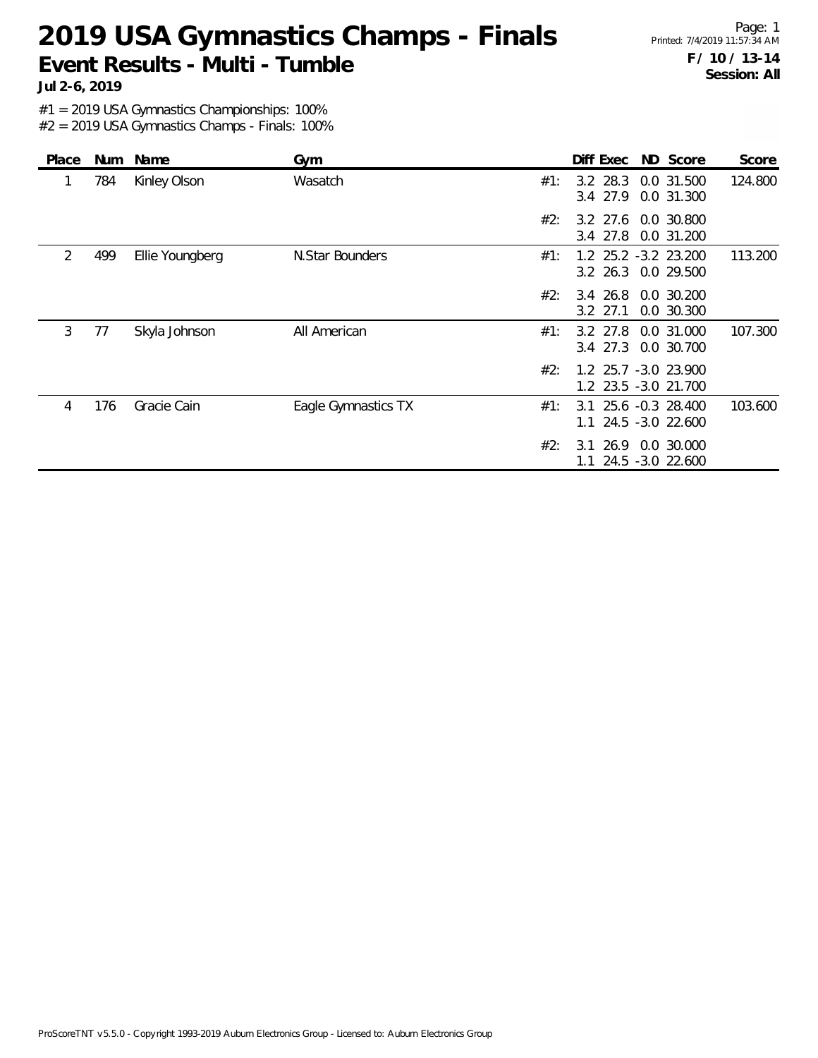# 2019 USA Gymnastics Champs - Finals

## Event Results - Multi - Tumble

**Jul 2-6, 2019**

**F / 10 / 13-14**
**Session: All**

#1 = 2019 USA Gymnastics Championships: 100%
#2 = 2019 USA Gymnastics Champs - Finals: 100%

| Place | Num | Name | Gym | | Diff | Exec | ND | Score | Score |
|---|---|---|---|---|---|---|---|---|---|
| 1 | 784 | Kinley Olson | Wasatch | #1: | 3.2 | 28.3 | 0.0 | 31.500 | 124.800 |
| | | | | | 3.4 | 27.9 | 0.0 | 31.300 | |
| | | | | #2: | 3.2 | 27.6 | 0.0 | 30.800 | |
| | | | | | 3.4 | 27.8 | 0.0 | 31.200 | |
| 2 | 499 | Ellie Youngberg | N.Star Bounders | #1: | 1.2 | 25.2 | -3.2 | 23.200 | 113.200 |
| | | | | | 3.2 | 26.3 | 0.0 | 29.500 | |
| | | | | #2: | 3.4 | 26.8 | 0.0 | 30.200 | |
| | | | | | 3.2 | 27.1 | 0.0 | 30.300 | |
| 3 | 77 | Skyla Johnson | All American | #1: | 3.2 | 27.8 | 0.0 | 31.000 | 107.300 |
| | | | | | 3.4 | 27.3 | 0.0 | 30.700 | |
| | | | | #2: | 1.2 | 25.7 | -3.0 | 23.900 | |
| | | | | | 1.2 | 23.5 | -3.0 | 21.700 | |
| 4 | 176 | Gracie Cain | Eagle Gymnastics TX | #1: | 3.1 | 25.6 | -0.3 | 28.400 | 103.600 |
| | | | | | 1.1 | 24.5 | -3.0 | 22.600 | |
| | | | | #2: | 3.1 | 26.9 | 0.0 | 30.000 | |
| | | | | | 1.1 | 24.5 | -3.0 | 22.600 | |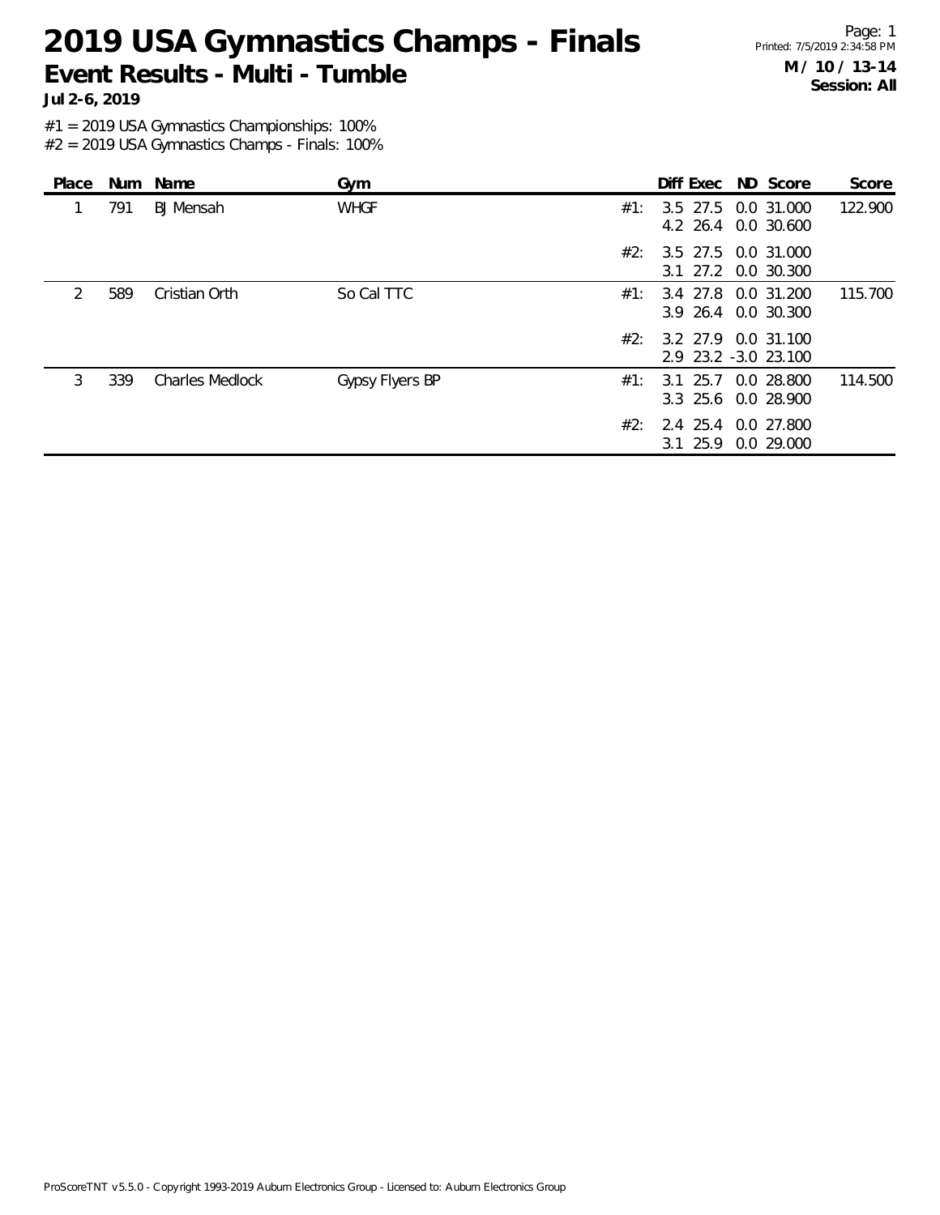# 2019 USA Gymnastics Champs - Finals

## Event Results - Multi - Tumble

**Jul 2-6, 2019**

**M / 10 / 13-14**
**Session: All**

#1 = 2019 USA Gymnastics Championships: 100%
#2 = 2019 USA Gymnastics Champs - Finals: 100%

| Place | Num | Name | Gym | | Diff | Exec | ND | Score | Score |
|---|---|---|---|---|---|---|---|---|---|
| 1 | 791 | BJ Mensah | WHGF | #1: | 3.5 | 27.5 | 0.0 | 31.000 | 122.900 |
| | | | | | 4.2 | 26.4 | 0.0 | 30.600 | |
| | | | | #2: | 3.5 | 27.5 | 0.0 | 31.000 | |
| | | | | | 3.1 | 27.2 | 0.0 | 30.300 | |
| 2 | 589 | Cristian Orth | So Cal TTC | #1: | 3.4 | 27.8 | 0.0 | 31.200 | 115.700 |
| | | | | | 3.9 | 26.4 | 0.0 | 30.300 | |
| | | | | #2: | 3.2 | 27.9 | 0.0 | 31.100 | |
| | | | | | 2.9 | 23.2 | -3.0 | 23.100 | |
| 3 | 339 | Charles Medlock | Gypsy Flyers BP | #1: | 3.1 | 25.7 | 0.0 | 28.800 | 114.500 |
| | | | | | 3.3 | 25.6 | 0.0 | 28.900 | |
| | | | | #2: | 2.4 | 25.4 | 0.0 | 27.800 | |
| | | | | | 3.1 | 25.9 | 0.0 | 29.000 | |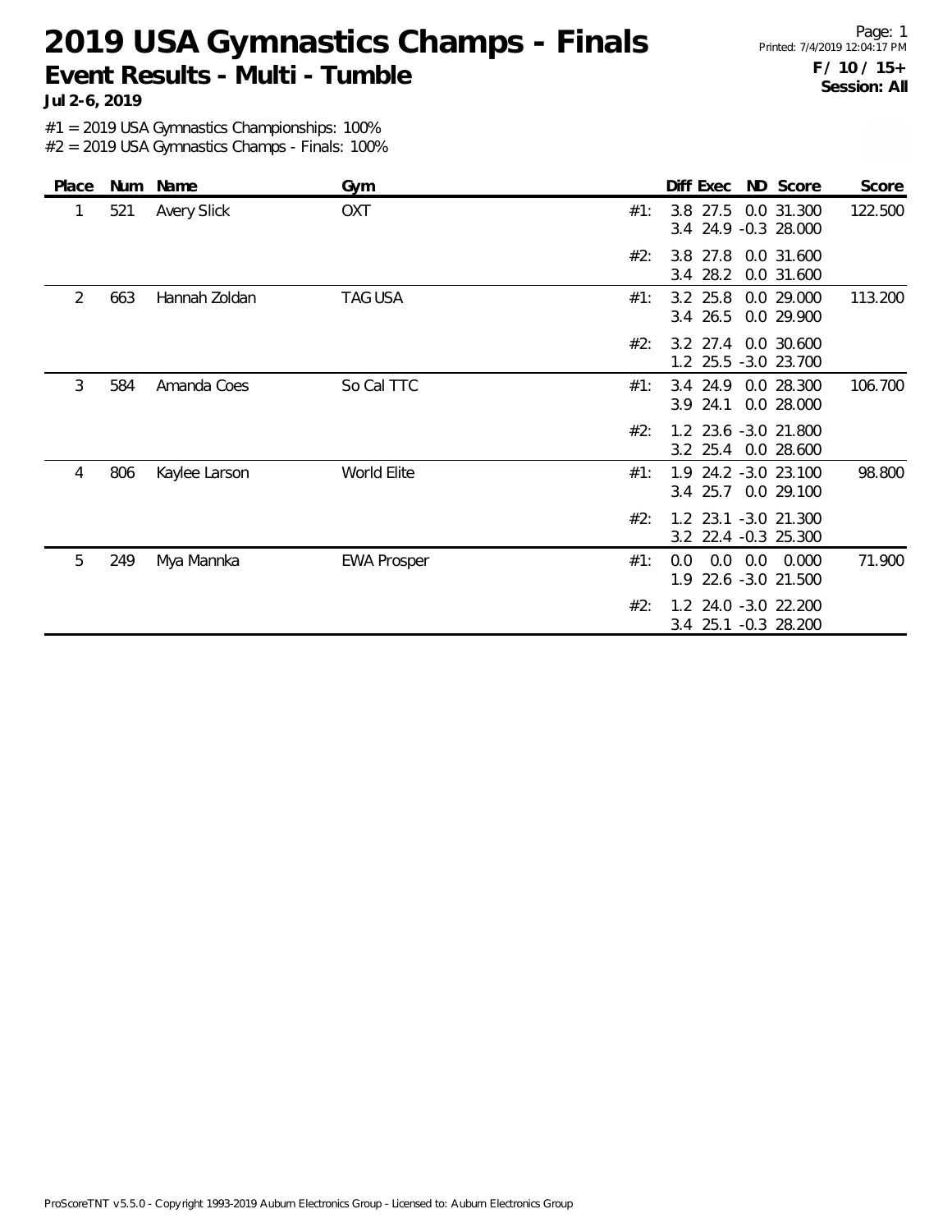# 2019 USA Gymnastics Champs - Finals

## Event Results - Multi - Tumble

**Jul 2-6, 2019**

**F / 10 / 15+**
**Session: All**

#1 = 2019 USA Gymnastics Championships: 100%
#2 = 2019 USA Gymnastics Champs - Finals: 100%

| Place | Num | Name | Gym | | Diff | Exec | ND | Score | Score |
|---|---|---|---|---|---|---|---|---|---|
| 1 | 521 | Avery Slick | OXT | #1: | 3.8 | 27.5 | 0.0 | 31.300 | 122.500 |
| | | | | | 3.4 | 24.9 | -0.3 | 28.000 | |
| | | | | #2: | 3.8 | 27.8 | 0.0 | 31.600 | |
| | | | | | 3.4 | 28.2 | 0.0 | 31.600 | |
| 2 | 663 | Hannah Zoldan | TAG USA | #1: | 3.2 | 25.8 | 0.0 | 29.000 | 113.200 |
| | | | | | 3.4 | 26.5 | 0.0 | 29.900 | |
| | | | | #2: | 3.2 | 27.4 | 0.0 | 30.600 | |
| | | | | | 1.2 | 25.5 | -3.0 | 23.700 | |
| 3 | 584 | Amanda Coes | So Cal TTC | #1: | 3.4 | 24.9 | 0.0 | 28.300 | 106.700 |
| | | | | | 3.9 | 24.1 | 0.0 | 28.000 | |
| | | | | #2: | 1.2 | 23.6 | -3.0 | 21.800 | |
| | | | | | 3.2 | 25.4 | 0.0 | 28.600 | |
| 4 | 806 | Kaylee Larson | World Elite | #1: | 1.9 | 24.2 | -3.0 | 23.100 | 98.800 |
| | | | | | 3.4 | 25.7 | 0.0 | 29.100 | |
| | | | | #2: | 1.2 | 23.1 | -3.0 | 21.300 | |
| | | | | | 3.2 | 22.4 | -0.3 | 25.300 | |
| 5 | 249 | Mya Mannka | EWA Prosper | #1: | 0.0 | 0.0 | 0.0 | 0.000 | 71.900 |
| | | | | | 1.9 | 22.6 | -3.0 | 21.500 | |
| | | | | #2: | 1.2 | 24.0 | -3.0 | 22.200 | |
| | | | | | 3.4 | 25.1 | -0.3 | 28.200 | |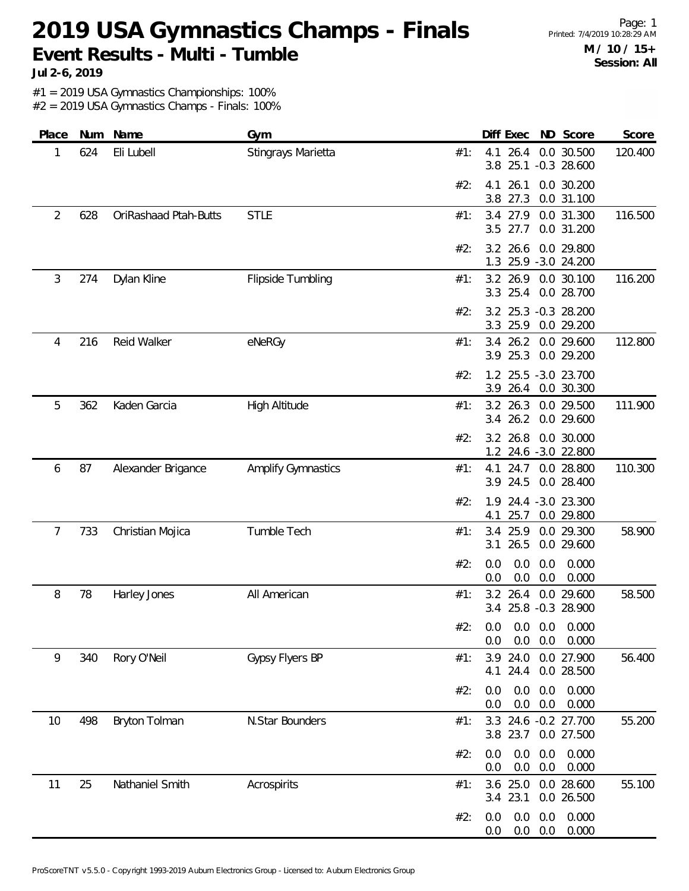# 2019 USA Gymnastics Champs - Finals

## Event Results - Multi - Tumble

**Jul 2-6, 2019**

**M / 10 / 15+**
**Session: All**

#1 = 2019 USA Gymnastics Championships: 100%
#2 = 2019 USA Gymnastics Champs - Finals: 100%

| Place | Num | Name | Gym | | Diff | Exec | ND | Score | Score |
|---|---|---|---|---|---|---|---|---|---|
| 1 | 624 | Eli Lubell | Stingrays Marietta | #1: | 4.1 | 26.4 | 0.0 | 30.500 | 120.400 |
| | | | | | 3.8 | 25.1 | -0.3 | 28.600 | |
| | | | | #2: | 4.1 | 26.1 | 0.0 | 30.200 | |
| | | | | | 3.8 | 27.3 | 0.0 | 31.100 | |
| 2 | 628 | OriRashaad Ptah-Butts | STLE | #1: | 3.4 | 27.9 | 0.0 | 31.300 | 116.500 |
| | | | | | 3.5 | 27.7 | 0.0 | 31.200 | |
| | | | | #2: | 3.2 | 26.6 | 0.0 | 29.800 | |
| | | | | | 1.3 | 25.9 | -3.0 | 24.200 | |
| 3 | 274 | Dylan Kline | Flipside Tumbling | #1: | 3.2 | 26.9 | 0.0 | 30.100 | 116.200 |
| | | | | | 3.3 | 25.4 | 0.0 | 28.700 | |
| | | | | #2: | 3.2 | 25.3 | -0.3 | 28.200 | |
| | | | | | 3.3 | 25.9 | 0.0 | 29.200 | |
| 4 | 216 | Reid Walker | eNeRGy | #1: | 3.4 | 26.2 | 0.0 | 29.600 | 112.800 |
| | | | | | 3.9 | 25.3 | 0.0 | 29.200 | |
| | | | | #2: | 1.2 | 25.5 | -3.0 | 23.700 | |
| | | | | | 3.9 | 26.4 | 0.0 | 30.300 | |
| 5 | 362 | Kaden Garcia | High Altitude | #1: | 3.2 | 26.3 | 0.0 | 29.500 | 111.900 |
| | | | | | 3.4 | 26.2 | 0.0 | 29.600 | |
| | | | | #2: | 3.2 | 26.8 | 0.0 | 30.000 | |
| | | | | | 1.2 | 24.6 | -3.0 | 22.800 | |
| 6 | 87 | Alexander Brigance | Amplify Gymnastics | #1: | 4.1 | 24.7 | 0.0 | 28.800 | 110.300 |
| | | | | | 3.9 | 24.5 | 0.0 | 28.400 | |
| | | | | #2: | 1.9 | 24.4 | -3.0 | 23.300 | |
| | | | | | 4.1 | 25.7 | 0.0 | 29.800 | |
| 7 | 733 | Christian Mojica | Tumble Tech | #1: | 3.4 | 25.9 | 0.0 | 29.300 | 58.900 |
| | | | | | 3.1 | 26.5 | 0.0 | 29.600 | |
| | | | | #2: | 0.0 | 0.0 | 0.0 | 0.000 | |
| | | | | | 0.0 | 0.0 | 0.0 | 0.000 | |
| 8 | 78 | Harley Jones | All American | #1: | 3.2 | 26.4 | 0.0 | 29.600 | 58.500 |
| | | | | | 3.4 | 25.8 | -0.3 | 28.900 | |
| | | | | #2: | 0.0 | 0.0 | 0.0 | 0.000 | |
| | | | | | 0.0 | 0.0 | 0.0 | 0.000 | |
| 9 | 340 | Rory O'Neil | Gypsy Flyers BP | #1: | 3.9 | 24.0 | 0.0 | 27.900 | 56.400 |
| | | | | | 4.1 | 24.4 | 0.0 | 28.500 | |
| | | | | #2: | 0.0 | 0.0 | 0.0 | 0.000 | |
| | | | | | 0.0 | 0.0 | 0.0 | 0.000 | |
| 10 | 498 | Bryton Tolman | N.Star Bounders | #1: | 3.3 | 24.6 | -0.2 | 27.700 | 55.200 |
| | | | | | 3.8 | 23.7 | 0.0 | 27.500 | |
| | | | | #2: | 0.0 | 0.0 | 0.0 | 0.000 | |
| | | | | | 0.0 | 0.0 | 0.0 | 0.000 | |
| 11 | 25 | Nathaniel Smith | Acrospirits | #1: | 3.6 | 25.0 | 0.0 | 28.600 | 55.100 |
| | | | | | 3.4 | 23.1 | 0.0 | 26.500 | |
| | | | | #2: | 0.0 | 0.0 | 0.0 | 0.000 | |
| | | | | | 0.0 | 0.0 | 0.0 | 0.000 | |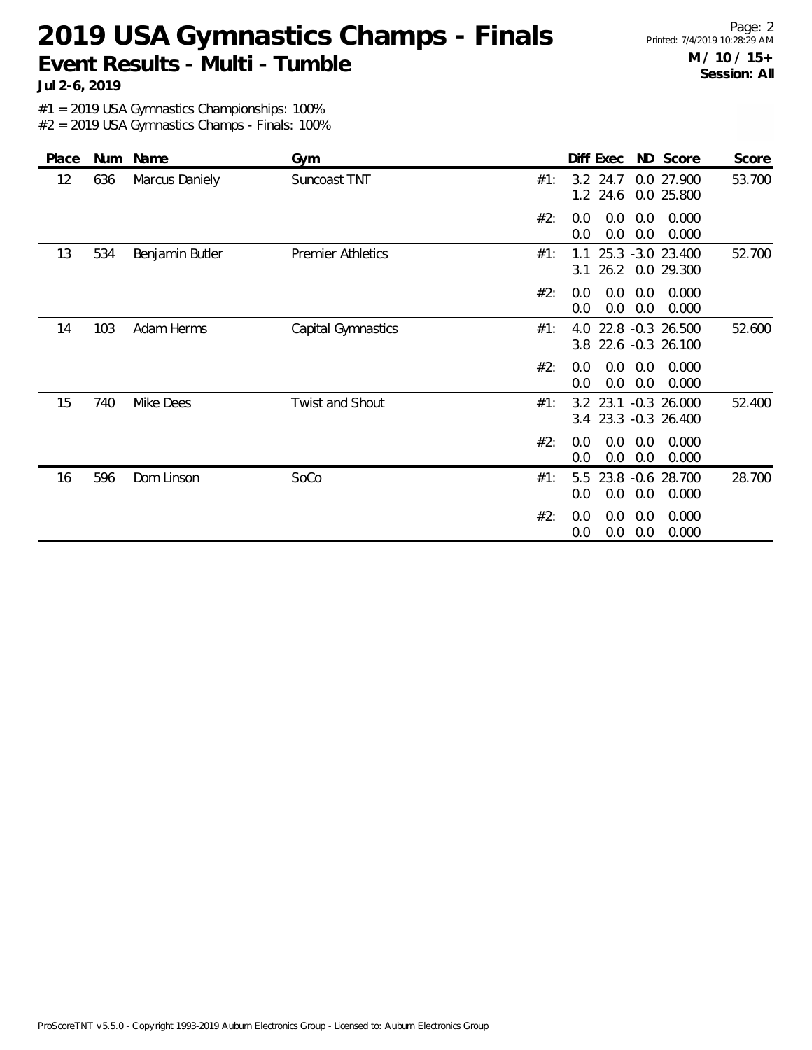# 2019 USA Gymnastics Champs - Finals

## Event Results - Multi - Tumble

**Jul 2-6, 2019**

Page: 2
Printed: 7/4/2019 10:28:29 AM

**M / 10 / 15+**
**Session: All**

#1 = 2019 USA Gymnastics Championships: 100%
#2 = 2019 USA Gymnastics Champs - Finals: 100%

| Place | Num | Name | Gym | | Diff | Exec | ND | Score | Score |
|---|---|---|---|---|---|---|---|---|---|
| 12 | 636 | Marcus Daniely | Suncoast TNT | #1: | 3.2 | 24.7 | 0.0 | 27.900 | 53.700 |
| | | | | | 1.2 | 24.6 | 0.0 | 25.800 | |
| | | | | #2: | 0.0 | 0.0 | 0.0 | 0.000 | |
| | | | | | 0.0 | 0.0 | 0.0 | 0.000 | |
| 13 | 534 | Benjamin Butler | Premier Athletics | #1: | 1.1 | 25.3 | -3.0 | 23.400 | 52.700 |
| | | | | | 3.1 | 26.2 | 0.0 | 29.300 | |
| | | | | #2: | 0.0 | 0.0 | 0.0 | 0.000 | |
| | | | | | 0.0 | 0.0 | 0.0 | 0.000 | |
| 14 | 103 | Adam Herms | Capital Gymnastics | #1: | 4.0 | 22.8 | -0.3 | 26.500 | 52.600 |
| | | | | | 3.8 | 22.6 | -0.3 | 26.100 | |
| | | | | #2: | 0.0 | 0.0 | 0.0 | 0.000 | |
| | | | | | 0.0 | 0.0 | 0.0 | 0.000 | |
| 15 | 740 | Mike Dees | Twist and Shout | #1: | 3.2 | 23.1 | -0.3 | 26.000 | 52.400 |
| | | | | | 3.4 | 23.3 | -0.3 | 26.400 | |
| | | | | #2: | 0.0 | 0.0 | 0.0 | 0.000 | |
| | | | | | 0.0 | 0.0 | 0.0 | 0.000 | |
| 16 | 596 | Dom Linson | SoCo | #1: | 5.5 | 23.8 | -0.6 | 28.700 | 28.700 |
| | | | | | 0.0 | 0.0 | 0.0 | 0.000 | |
| | | | | #2: | 0.0 | 0.0 | 0.0 | 0.000 | |
| | | | | | 0.0 | 0.0 | 0.0 | 0.000 | |

ProScoreTNT v5.5.0 - Copyright 1993-2019 Auburn Electronics Group - Licensed to: Auburn Electronics Group